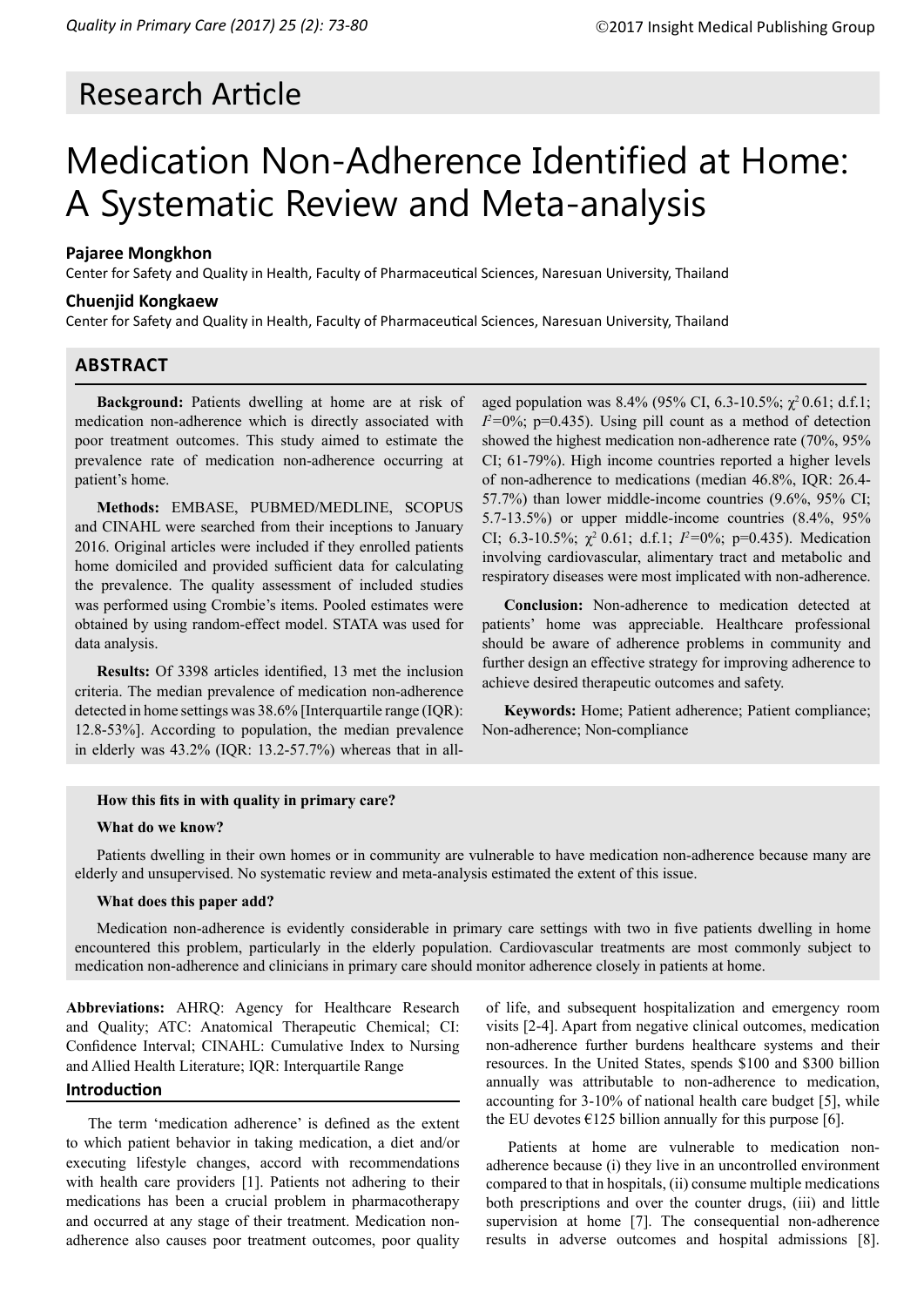Research Article

# Medication Non-Adherence Identified at Home: A Systematic Review and Meta-analysis

**Pajaree Mongkhon**

Center for Safety and Quality in Health, Faculty of Pharmaceutical Sciences, Naresuan University, Thailand

**Chuenjid Kongkaew**

Center for Safety and Quality in Health, Faculty of Pharmaceutical Sciences, Naresuan University, Thailand

## ABSTRACT

**Background:** Patients dwelling at home are at risk of medication non-adherence which is directly associated with poor treatment outcomes. This study aimed to estimate the prevalence rate of medication non-adherence occurring at patient's home.

**Methods:** EMBASE, PUBMED/MEDLINE, SCOPUS and CINAHL were searched from their inceptions to January 2016. Original articles were included if they enrolled patients home domiciled and provided sufficient data for calculating the prevalence. The quality assessment of included studies was performed using Crombie's items. Pooled estimates were obtained by using random-effect model. STATA was used for data analysis.

**Results:** Of 3398 articles identified, 13 met the inclusion criteria. The median prevalence of medication non-adherence detected in home settings was 38.6% [Interquartile range (IQR): 12.8-53%]. According to population, the median prevalence in elderly was 43.2% (IQR: 13.2-57.7%) whereas that in all-aged population was 8.4% (95% CI, 6.3-10.5%; $\chi^2$ 0.61; d.f.1; $I^2$=0%; p=0.435). Using pill count as a method of detection showed the highest medication non-adherence rate (70%, 95% CI; 61-79%). High income countries reported a higher levels of non-adherence to medications (median 46.8%, IQR: 26.4-57.7%) than lower middle-income countries (9.6%, 95% CI; 5.7-13.5%) or upper middle-income countries (8.4%, 95% CI; 6.3-10.5%; $\chi^2$ 0.61; d.f.1; $I^2$=0%; p=0.435). Medication involving cardiovascular, alimentary tract and metabolic and respiratory diseases were most implicated with non-adherence.

**Conclusion:** Non-adherence to medication detected at patients' home was appreciable. Healthcare professional should be aware of adherence problems in community and further design an effective strategy for improving adherence to achieve desired therapeutic outcomes and safety.

**Keywords:** Home; Patient adherence; Patient compliance; Non-adherence; Non-compliance

**How this fits in with quality in primary care?**

**What do we know?**

Patients dwelling in their own homes or in community are vulnerable to have medication non-adherence because many are elderly and unsupervised. No systematic review and meta-analysis estimated the extent of this issue.

**What does this paper add?**

Medication non-adherence is evidently considerable in primary care settings with two in five patients dwelling in home encountered this problem, particularly in the elderly population. Cardiovascular treatments are most commonly subject to medication non-adherence and clinicians in primary care should monitor adherence closely in patients at home.

**Abbreviations:** AHRQ: Agency for Healthcare Research and Quality; ATC: Anatomical Therapeutic Chemical; CI: Confidence Interval; CINAHL: Cumulative Index to Nursing and Allied Health Literature; IQR: Interquartile Range

## Introduction

The term 'medication adherence' is defined as the extent to which patient behavior in taking medication, a diet and/or executing lifestyle changes, accord with recommendations with health care providers [1]. Patients not adhering to their medications has been a crucial problem in pharmacotherapy and occurred at any stage of their treatment. Medication non-adherence also causes poor treatment outcomes, poor quality of life, and subsequent hospitalization and emergency room visits [2-4]. Apart from negative clinical outcomes, medication non-adherence further burdens healthcare systems and their resources. In the United States, spends \$100 and \$300 billion annually was attributable to non-adherence to medication, accounting for 3-10% of national health care budget [5], while the EU devotes €125 billion annually for this purpose [6].

Patients at home are vulnerable to medication non-adherence because (i) they live in an uncontrolled environment compared to that in hospitals, (ii) consume multiple medications both prescriptions and over the counter drugs, (iii) and little supervision at home [7]. The consequential non-adherence results in adverse outcomes and hospital admissions [8].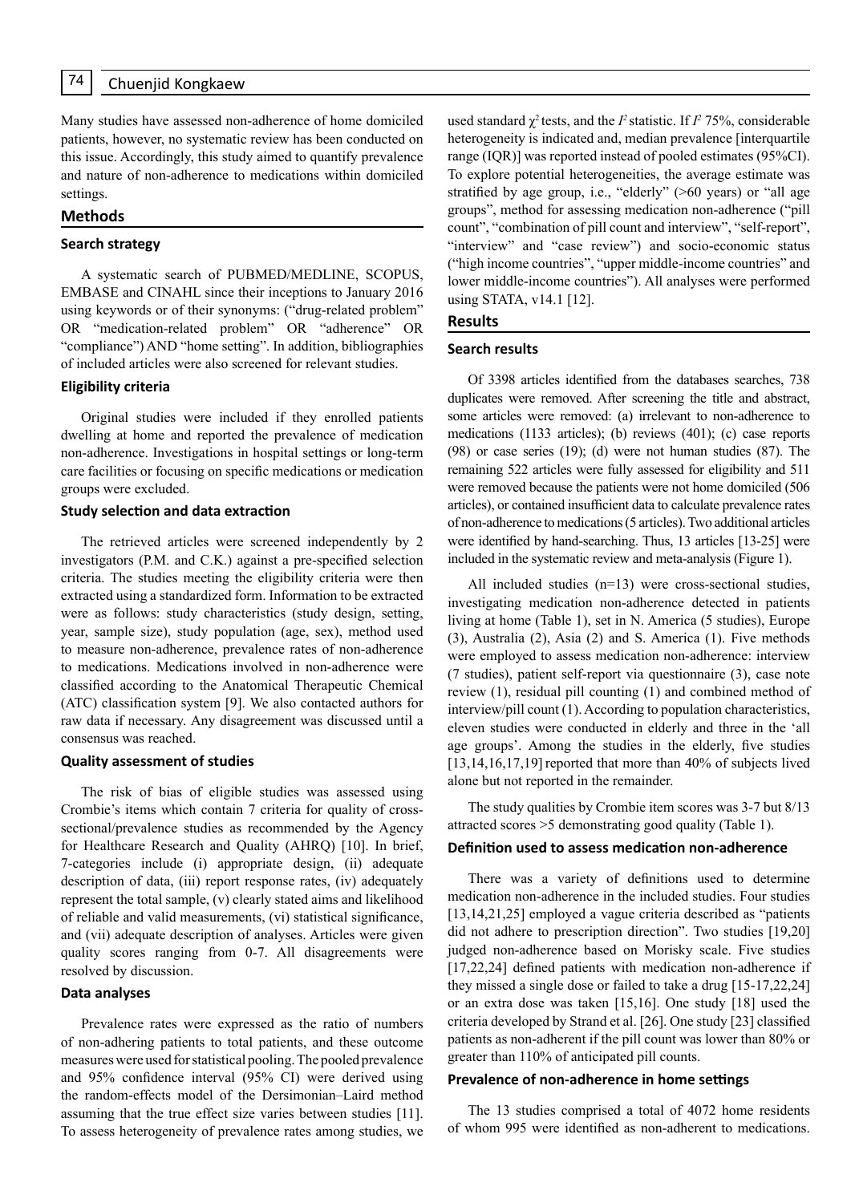Many studies have assessed non-adherence of home domiciled patients, however, no systematic review has been conducted on this issue. Accordingly, this study aimed to quantify prevalence and nature of non-adherence to medications within domiciled settings.

## Methods

### Search strategy

A systematic search of PUBMED/MEDLINE, SCOPUS, EMBASE and CINAHL since their inceptions to January 2016 using keywords or of their synonyms: ("drug-related problem" OR "medication-related problem" OR "adherence" OR "compliance") AND "home setting". In addition, bibliographies of included articles were also screened for relevant studies.

### Eligibility criteria

Original studies were included if they enrolled patients dwelling at home and reported the prevalence of medication non-adherence. Investigations in hospital settings or long-term care facilities or focusing on specific medications or medication groups were excluded.

### Study selection and data extraction

The retrieved articles were screened independently by 2 investigators (P.M. and C.K.) against a pre-specified selection criteria. The studies meeting the eligibility criteria were then extracted using a standardized form. Information to be extracted were as follows: study characteristics (study design, setting, year, sample size), study population (age, sex), method used to measure non-adherence, prevalence rates of non-adherence to medications. Medications involved in non-adherence were classified according to the Anatomical Therapeutic Chemical (ATC) classification system [9]. We also contacted authors for raw data if necessary. Any disagreement was discussed until a consensus was reached.

### Quality assessment of studies

The risk of bias of eligible studies was assessed using Crombie's items which contain 7 criteria for quality of cross-sectional/prevalence studies as recommended by the Agency for Healthcare Research and Quality (AHRQ) [10]. In brief, 7-categories include (i) appropriate design, (ii) adequate description of data, (iii) report response rates, (iv) adequately represent the total sample, (v) clearly stated aims and likelihood of reliable and valid measurements, (vi) statistical significance, and (vii) adequate description of analyses. Articles were given quality scores ranging from 0-7. All disagreements were resolved by discussion.

### Data analyses

Prevalence rates were expressed as the ratio of numbers of non-adhering patients to total patients, and these outcome measures were used for statistical pooling. The pooled prevalence and 95% confidence interval (95% CI) were derived using the random-effects model of the Dersimonian–Laird method assuming that the true effect size varies between studies [11]. To assess heterogeneity of prevalence rates among studies, we used standard $\chi^2$ tests, and the $I^2$ statistic. If $I^2$ 75%, considerable heterogeneity is indicated and, median prevalence [interquartile range (IQR)] was reported instead of pooled estimates (95%CI). To explore potential heterogeneities, the average estimate was stratified by age group, i.e., "elderly" (>60 years) or "all age groups", method for assessing medication non-adherence ("pill count", "combination of pill count and interview", "self-report", "interview" and "case review") and socio-economic status ("high income countries", "upper middle-income countries" and lower middle-income countries"). All analyses were performed using STATA, v14.1 [12].

## Results

### Search results

Of 3398 articles identified from the databases searches, 738 duplicates were removed. After screening the title and abstract, some articles were removed: (a) irrelevant to non-adherence to medications (1133 articles); (b) reviews (401); (c) case reports (98) or case series (19); (d) were not human studies (87). The remaining 522 articles were fully assessed for eligibility and 511 were removed because the patients were not home domiciled (506 articles), or contained insufficient data to calculate prevalence rates of non-adherence to medications (5 articles). Two additional articles were identified by hand-searching. Thus, 13 articles [13-25] were included in the systematic review and meta-analysis (Figure 1).

All included studies (n=13) were cross-sectional studies, investigating medication non-adherence detected in patients living at home (Table 1), set in N. America (5 studies), Europe (3), Australia (2), Asia (2) and S. America (1). Five methods were employed to assess medication non-adherence: interview (7 studies), patient self-report via questionnaire (3), case note review (1), residual pill counting (1) and combined method of interview/pill count (1). According to population characteristics, eleven studies were conducted in elderly and three in the 'all age groups'. Among the studies in the elderly, five studies [13,14,16,17,19] reported that more than 40% of subjects lived alone but not reported in the remainder.

The study qualities by Crombie item scores was 3-7 but 8/13 attracted scores >5 demonstrating good quality (Table 1).

### Definition used to assess medication non-adherence

There was a variety of definitions used to determine medication non-adherence in the included studies. Four studies [13,14,21,25] employed a vague criteria described as "patients did not adhere to prescription direction". Two studies [19,20] judged non-adherence based on Morisky scale. Five studies [17,22,24] defined patients with medication non-adherence if they missed a single dose or failed to take a drug [15-17,22,24] or an extra dose was taken [15,16]. One study [18] used the criteria developed by Strand et al. [26]. One study [23] classified patients as non-adherent if the pill count was lower than 80% or greater than 110% of anticipated pill counts.

### Prevalence of non-adherence in home settings

The 13 studies comprised a total of 4072 home residents of whom 995 were identified as non-adherent to medications.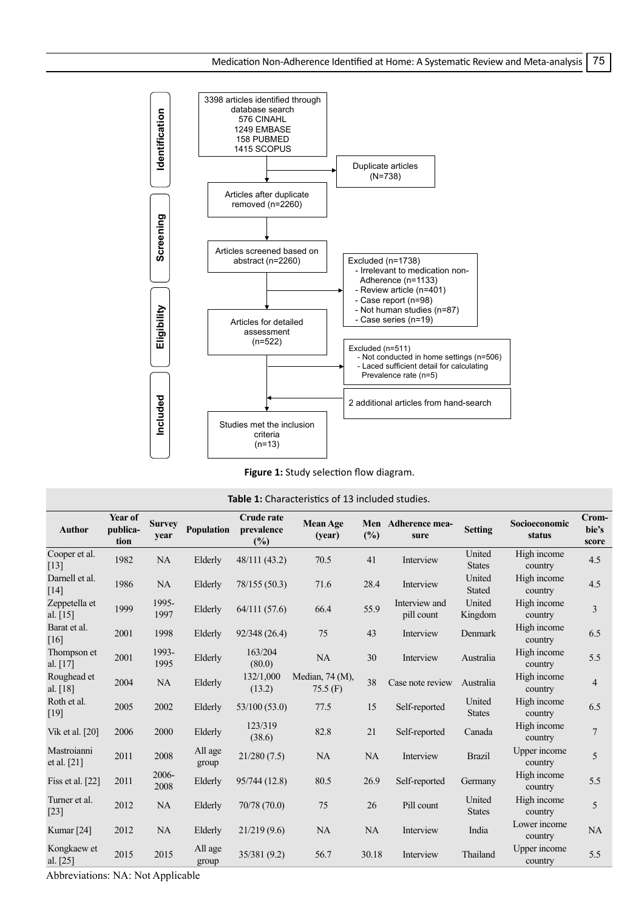Identification

3398 articles identified through database search
576 CINAHL
1249 EMBASE
158 PUBMED
1415 SCOPUS

Duplicate articles (N=738)

Screening

Articles after duplicate removed (n=2260)

Articles screened based on abstract (n=2260)

Excluded (n=1738)
- Irrelevant to medication non-Adherence (n=1133)
- Review article (n=401)
- Case report (n=98)
- Not human studies (n=87)
- Case series (n=19)

Eligibility

Articles for detailed assessment (n=522)

Excluded (n=511)
- Not conducted in home settings (n=506)
- Laced sufficient detail for calculating Prevalence rate (n=5)

Included

2 additional articles from hand-search

Studies met the inclusion criteria (n=13)

**Figure 1:** Study selection flow diagram.

**Table 1:** Characteristics of 13 included studies.

| Author | Year of publication | Survey year | Population | Crude rate prevalence (%) | Mean Age (year) | Men (%) | Adherence measure | Setting | Socioeconomic status | Crombie's score |
|---|---|---|---|---|---|---|---|---|---|---|
| Cooper et al. [13] | 1982 | NA | Elderly | 48/111 (43.2) | 70.5 | 41 | Interview | United States | High income country | 4.5 |
| Darnell et al. [14] | 1986 | NA | Elderly | 78/155 (50.3) | 71.6 | 28.4 | Interview | United Stated | High income country | 4.5 |
| Zeppetella et al. [15] | 1999 | 1995-1997 | Elderly | 64/111 (57.6) | 66.4 | 55.9 | Interview and pill count | United Kingdom | High income country | 3 |
| Barat et al. [16] | 2001 | 1998 | Elderly | 92/348 (26.4) | 75 | 43 | Interview | Denmark | High income country | 6.5 |
| Thompson et al. [17] | 2001 | 1993-1995 | Elderly | 163/204 (80.0) | NA | 30 | Interview | Australia | High income country | 5.5 |
| Roughead et al. [18] | 2004 | NA | Elderly | 132/1,000 (13.2) | Median, 74 (M), 75.5 (F) | 38 | Case note review | Australia | High income country | 4 |
| Roth et al. [19] | 2005 | 2002 | Elderly | 53/100 (53.0) | 77.5 | 15 | Self-reported | United States | High income country | 6.5 |
| Vik et al. [20] | 2006 | 2000 | Elderly | 123/319 (38.6) | 82.8 | 21 | Self-reported | Canada | High income country | 7 |
| Mastroianni et al. [21] | 2011 | 2008 | All age group | 21/280 (7.5) | NA | NA | Interview | Brazil | Upper income country | 5 |
| Fiss et al. [22] | 2011 | 2006-2008 | Elderly | 95/744 (12.8) | 80.5 | 26.9 | Self-reported | Germany | High income country | 5.5 |
| Turner et al. [23] | 2012 | NA | Elderly | 70/78 (70.0) | 75 | 26 | Pill count | United States | High income country | 5 |
| Kumar [24] | 2012 | NA | Elderly | 21/219 (9.6) | NA | NA | Interview | India | Lower income country | NA |
| Kongkaew et al. [25] | 2015 | 2015 | All age group | 35/381 (9.2) | 56.7 | 30.18 | Interview | Thailand | Upper income country | 5.5 |

Abbreviations: NA: Not Applicable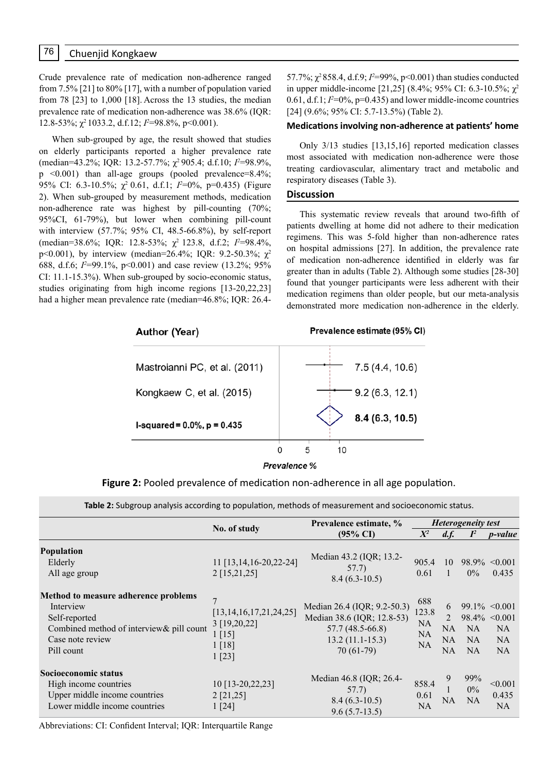Crude prevalence rate of medication non-adherence ranged from 7.5% [21] to 80% [17], with a number of population varied from 78 [23] to 1,000 [18]. Across the 13 studies, the median prevalence rate of medication non-adherence was 38.6% (IQR: 12.8-53%; $\chi^2$ 1033.2, d.f.12; $I^2$=98.8%, p<0.001).

When sub-grouped by age, the result showed that studies on elderly participants reported a higher prevalence rate (median=43.2%; IQR: 13.2-57.7%; $\chi^2$ 905.4; d.f.10; $I^2$=98.9%, p <0.001) than all-age groups (pooled prevalence=8.4%; 95% CI: 6.3-10.5%; $\chi^2$ 0.61, d.f.1; $I^2$=0%, p=0.435) (Figure 2). When sub-grouped by measurement methods, medication non-adherence rate was highest by pill-counting (70%; 95%CI, 61-79%), but lower when combining pill-count with interview (57.7%; 95% CI, 48.5-66.8%), by self-report (median=38.6%; IQR: 12.8-53%; $\chi^2$ 123.8, d.f.2; $I^2$=98.4%, p<0.001), by interview (median=26.4%; IQR: 9.2-50.3%; $\chi^2$ 688, d.f.6; $I^2$=99.1%, p<0.001) and case review (13.2%; 95% CI: 11.1-15.3%). When sub-grouped by socio-economic status, studies originating from high income regions [13-20,22,23] had a higher mean prevalence rate (median=46.8%; IQR: 26.4-57.7%; $\chi^2$ 858.4, d.f.9; $I^2$=99%, p<0.001) than studies conducted in upper middle-income [21,25] (8.4%; 95% CI: 6.3-10.5%; $\chi^2$ 0.61, d.f.1; $I^2$=0%, p=0.435) and lower middle-income countries [24] (9.6%; 95% CI: 5.7-13.5%) (Table 2).

### Medications involving non-adherence at patients' home

Only 3/13 studies [13,15,16] reported medication classes most associated with medication non-adherence were those treating cardiovascular, alimentary tract and metabolic and respiratory diseases (Table 3).

## Discussion

This systematic review reveals that around two-fifth of patients dwelling at home did not adhere to their medication regimens. This was 5-fold higher than non-adherence rates on hospital admissions [27]. In addition, the prevalence rate of medication non-adherence identified in elderly was far greater than in adults (Table 2). Although some studies [28-30] found that younger participants were less adherent with their medication regimens than older people, but our meta-analysis demonstrated more medication non-adherence in the elderly.

| Author (Year) | Prevalence estimate (95% CI) |
|---|---|
| Mastroianni PC, et al. (2011) | 7.5 (4.4, 10.6) |
| Kongkaew C, et al. (2015) | 9.2 (6.3, 12.1) |
| I-squared = 0.0%, p = 0.435 | **8.4 (6.3, 10.5)** |

Prevalence %

**Figure 2:** Pooled prevalence of medication non-adherence in all age population.

**Table 2:** Subgroup analysis according to population, methods of measurement and socioeconomic status.

| | No. of study | Prevalence estimate, % (95% CI) | Heterogeneity test $X^2$ | d.f. | $I^2$ | p-value |
|---|---|---|---|---|---|---|
| **Population** | | | | | | |
| Elderly | 11 [13,14,16-20,22-24] | Median 43.2 (IQR; 13.2-57.7) | 905.4 | 10 | 98.9% | <0.001 |
| All age group | 2 [15,21,25] | 8.4 (6.3-10.5) | 0.61 | 1 | 0% | 0.435 |
| **Method to measure adherence problems** | | | | | | |
| Interview | 7 [13,14,16,17,21,24,25] | Median 26.4 (IQR; 9.2-50.3) | 688 | 6 | 99.1% | <0.001 |
| Self-reported | 3 [19,20,22] | Median 38.6 (IQR; 12.8-53) | 123.8 | 2 | 98.4% | <0.001 |
| Combined method of interview& pill count | 1 [15] | 57.7 (48.5-66.8) | NA | NA | NA | NA |
| Case note review | 1 [18] | 13.2 (11.1-15.3) | NA | NA | NA | NA |
| Pill count | 1 [23] | 70 (61-79) | NA | NA | NA | NA |
| **Socioeconomic status** | | | | | | |
| High income countries | 10 [13-20,22,23] | Median 46.8 (IQR; 26.4-57.7) | 858.4 | 9 | 99% | <0.001 |
| Upper middle income countries | 2 [21,25] | 8.4 (6.3-10.5) | 0.61 | 1 | 0% | 0.435 |
| Lower middle income countries | 1 [24] | 9.6 (5.7-13.5) | NA | NA | NA | NA |

Abbreviations: CI: Confident Interval; IQR: Interquartile Range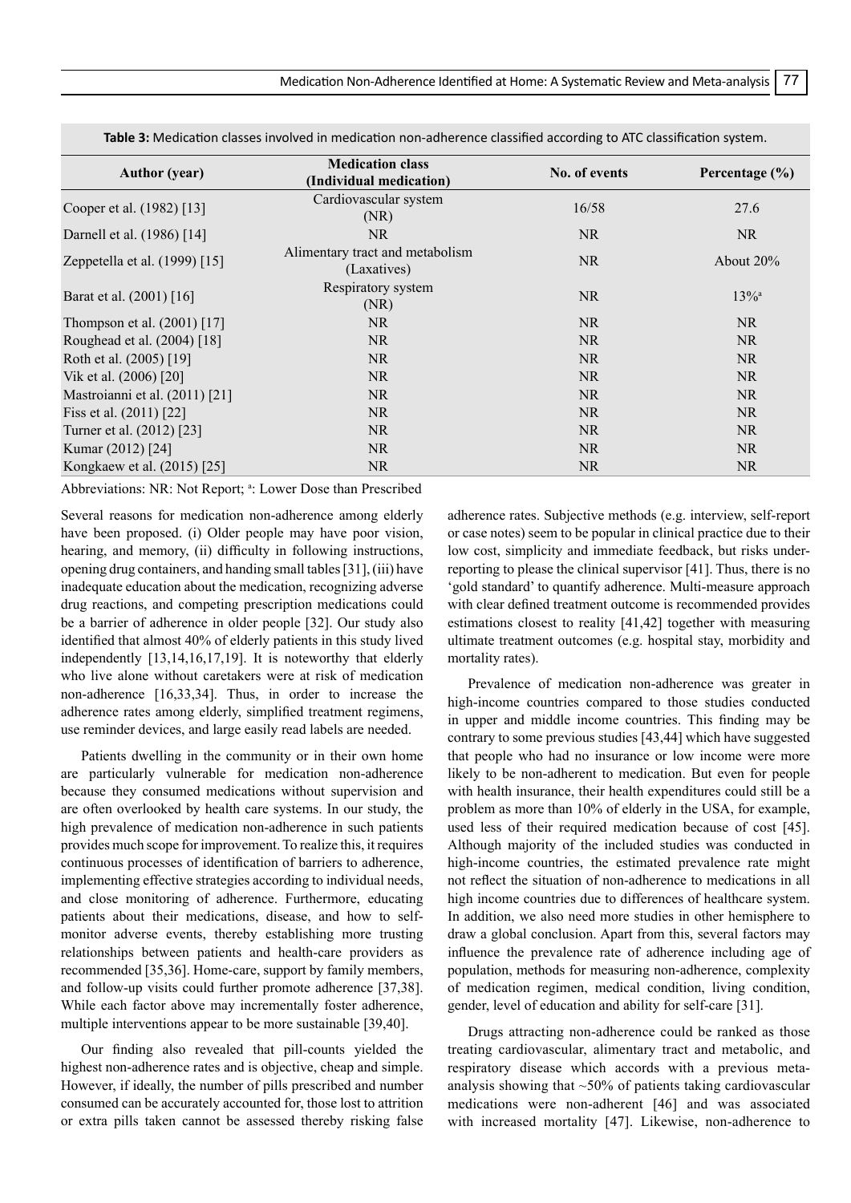**Table 3:** Medication classes involved in medication non-adherence classified according to ATC classification system.

| Author (year) | Medication class (Individual medication) | No. of events | Percentage (%) |
|---|---|---|---|
| Cooper et al. (1982) [13] | Cardiovascular system (NR) | 16/58 | 27.6 |
| Darnell et al. (1986) [14] | NR | NR | NR |
| Zeppetella et al. (1999) [15] | Alimentary tract and metabolism (Laxatives) | NR | About 20% |
| Barat et al. (2001) [16] | Respiratory system (NR) | NR | 13%[a] |
| Thompson et al. (2001) [17] | NR | NR | NR |
| Roughead et al. (2004) [18] | NR | NR | NR |
| Roth et al. (2005) [19] | NR | NR | NR |
| Vik et al. (2006) [20] | NR | NR | NR |
| Mastroianni et al. (2011) [21] | NR | NR | NR |
| Fiss et al. (2011) [22] | NR | NR | NR |
| Turner et al. (2012) [23] | NR | NR | NR |
| Kumar (2012) [24] | NR | NR | NR |
| Kongkaew et al. (2015) [25] | NR | NR | NR |

Abbreviations: NR: Not Report; [a]: Lower Dose than Prescribed

Several reasons for medication non-adherence among elderly have been proposed. (i) Older people may have poor vision, hearing, and memory, (ii) difficulty in following instructions, opening drug containers, and handing small tables [31], (iii) have inadequate education about the medication, recognizing adverse drug reactions, and competing prescription medications could be a barrier of adherence in older people [32]. Our study also identified that almost 40% of elderly patients in this study lived independently [13,14,16,17,19]. It is noteworthy that elderly who live alone without caretakers were at risk of medication non-adherence [16,33,34]. Thus, in order to increase the adherence rates among elderly, simplified treatment regimens, use reminder devices, and large easily read labels are needed.

Patients dwelling in the community or in their own home are particularly vulnerable for medication non-adherence because they consumed medications without supervision and are often overlooked by health care systems. In our study, the high prevalence of medication non-adherence in such patients provides much scope for improvement. To realize this, it requires continuous processes of identification of barriers to adherence, implementing effective strategies according to individual needs, and close monitoring of adherence. Furthermore, educating patients about their medications, disease, and how to self-monitor adverse events, thereby establishing more trusting relationships between patients and health-care providers as recommended [35,36]. Home-care, support by family members, and follow-up visits could further promote adherence [37,38]. While each factor above may incrementally foster adherence, multiple interventions appear to be more sustainable [39,40].

Our finding also revealed that pill-counts yielded the highest non-adherence rates and is objective, cheap and simple. However, if ideally, the number of pills prescribed and number consumed can be accurately accounted for, those lost to attrition or extra pills taken cannot be assessed thereby risking false adherence rates. Subjective methods (e.g. interview, self-report or case notes) seem to be popular in clinical practice due to their low cost, simplicity and immediate feedback, but risks under-reporting to please the clinical supervisor [41]. Thus, there is no 'gold standard' to quantify adherence. Multi-measure approach with clear defined treatment outcome is recommended provides estimations closest to reality [41,42] together with measuring ultimate treatment outcomes (e.g. hospital stay, morbidity and mortality rates).

Prevalence of medication non-adherence was greater in high-income countries compared to those studies conducted in upper and middle income countries. This finding may be contrary to some previous studies [43,44] which have suggested that people who had no insurance or low income were more likely to be non-adherent to medication. But even for people with health insurance, their health expenditures could still be a problem as more than 10% of elderly in the USA, for example, used less of their required medication because of cost [45]. Although majority of the included studies was conducted in high-income countries, the estimated prevalence rate might not reflect the situation of non-adherence to medications in all high income countries due to differences of healthcare system. In addition, we also need more studies in other hemisphere to draw a global conclusion. Apart from this, several factors may influence the prevalence rate of adherence including age of population, methods for measuring non-adherence, complexity of medication regimen, medical condition, living condition, gender, level of education and ability for self-care [31].

Drugs attracting non-adherence could be ranked as those treating cardiovascular, alimentary tract and metabolic, and respiratory disease which accords with a previous meta-analysis showing that ~50% of patients taking cardiovascular medications were non-adherent [46] and was associated with increased mortality [47]. Likewise, non-adherence to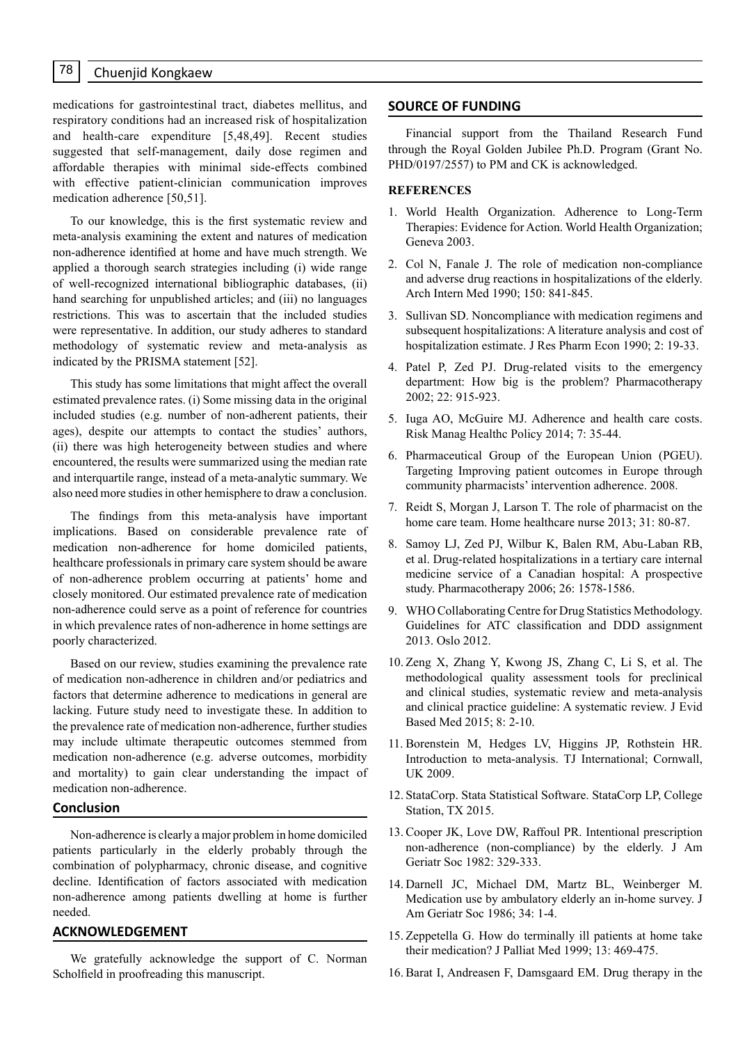medications for gastrointestinal tract, diabetes mellitus, and respiratory conditions had an increased risk of hospitalization and health-care expenditure [5,48,49]. Recent studies suggested that self-management, daily dose regimen and affordable therapies with minimal side-effects combined with effective patient-clinician communication improves medication adherence [50,51].

To our knowledge, this is the first systematic review and meta-analysis examining the extent and natures of medication non-adherence identified at home and have much strength. We applied a thorough search strategies including (i) wide range of well-recognized international bibliographic databases, (ii) hand searching for unpublished articles; and (iii) no languages restrictions. This was to ascertain that the included studies were representative. In addition, our study adheres to standard methodology of systematic review and meta-analysis as indicated by the PRISMA statement [52].

This study has some limitations that might affect the overall estimated prevalence rates. (i) Some missing data in the original included studies (e.g. number of non-adherent patients, their ages), despite our attempts to contact the studies' authors, (ii) there was high heterogeneity between studies and where encountered, the results were summarized using the median rate and interquartile range, instead of a meta-analytic summary. We also need more studies in other hemisphere to draw a conclusion.

The findings from this meta-analysis have important implications. Based on considerable prevalence rate of medication non-adherence for home domiciled patients, healthcare professionals in primary care system should be aware of non-adherence problem occurring at patients' home and closely monitored. Our estimated prevalence rate of medication non-adherence could serve as a point of reference for countries in which prevalence rates of non-adherence in home settings are poorly characterized.

Based on our review, studies examining the prevalence rate of medication non-adherence in children and/or pediatrics and factors that determine adherence to medications in general are lacking. Future study need to investigate these. In addition to the prevalence rate of medication non-adherence, further studies may include ultimate therapeutic outcomes stemmed from medication non-adherence (e.g. adverse outcomes, morbidity and mortality) to gain clear understanding the impact of medication non-adherence.

## Conclusion

Non-adherence is clearly a major problem in home domiciled patients particularly in the elderly probably through the combination of polypharmacy, chronic disease, and cognitive decline. Identification of factors associated with medication non-adherence among patients dwelling at home is further needed.

## ACKNOWLEDGEMENT

We gratefully acknowledge the support of C. Norman Scholfield in proofreading this manuscript.

## SOURCE OF FUNDING

Financial support from the Thailand Research Fund through the Royal Golden Jubilee Ph.D. Program (Grant No. PHD/0197/2557) to PM and CK is acknowledged.

## REFERENCES

1. World Health Organization. Adherence to Long-Term Therapies: Evidence for Action. World Health Organization; Geneva 2003.
2. Col N, Fanale J. The role of medication non-compliance and adverse drug reactions in hospitalizations of the elderly. Arch Intern Med 1990; 150: 841-845.
3. Sullivan SD. Noncompliance with medication regimens and subsequent hospitalizations: A literature analysis and cost of hospitalization estimate. J Res Pharm Econ 1990; 2: 19-33.
4. Patel P, Zed PJ. Drug-related visits to the emergency department: How big is the problem? Pharmacotherapy 2002; 22: 915-923.
5. Iuga AO, McGuire MJ. Adherence and health care costs. Risk Manag Healthc Policy 2014; 7: 35-44.
6. Pharmaceutical Group of the European Union (PGEU). Targeting Improving patient outcomes in Europe through community pharmacists' intervention adherence. 2008.
7. Reidt S, Morgan J, Larson T. The role of pharmacist on the home care team. Home healthcare nurse 2013; 31: 80-87.
8. Samoy LJ, Zed PJ, Wilbur K, Balen RM, Abu-Laban RB, et al. Drug-related hospitalizations in a tertiary care internal medicine service of a Canadian hospital: A prospective study. Pharmacotherapy 2006; 26: 1578-1586.
9. WHO Collaborating Centre for Drug Statistics Methodology. Guidelines for ATC classification and DDD assignment 2013. Oslo 2012.
10. Zeng X, Zhang Y, Kwong JS, Zhang C, Li S, et al. The methodological quality assessment tools for preclinical and clinical studies, systematic review and meta-analysis and clinical practice guideline: A systematic review. J Evid Based Med 2015; 8: 2-10.
11. Borenstein M, Hedges LV, Higgins JP, Rothstein HR. Introduction to meta-analysis. TJ International; Cornwall, UK 2009.
12. StataCorp. Stata Statistical Software. StataCorp LP, College Station, TX 2015.
13. Cooper JK, Love DW, Raffoul PR. Intentional prescription non-adherence (non-compliance) by the elderly. J Am Geriatr Soc 1982: 329-333.
14. Darnell JC, Michael DM, Martz BL, Weinberger M. Medication use by ambulatory elderly an in-home survey. J Am Geriatr Soc 1986; 34: 1-4.
15. Zeppetella G. How do terminally ill patients at home take their medication? J Palliat Med 1999; 13: 469-475.
16. Barat I, Andreasen F, Damsgaard EM. Drug therapy in the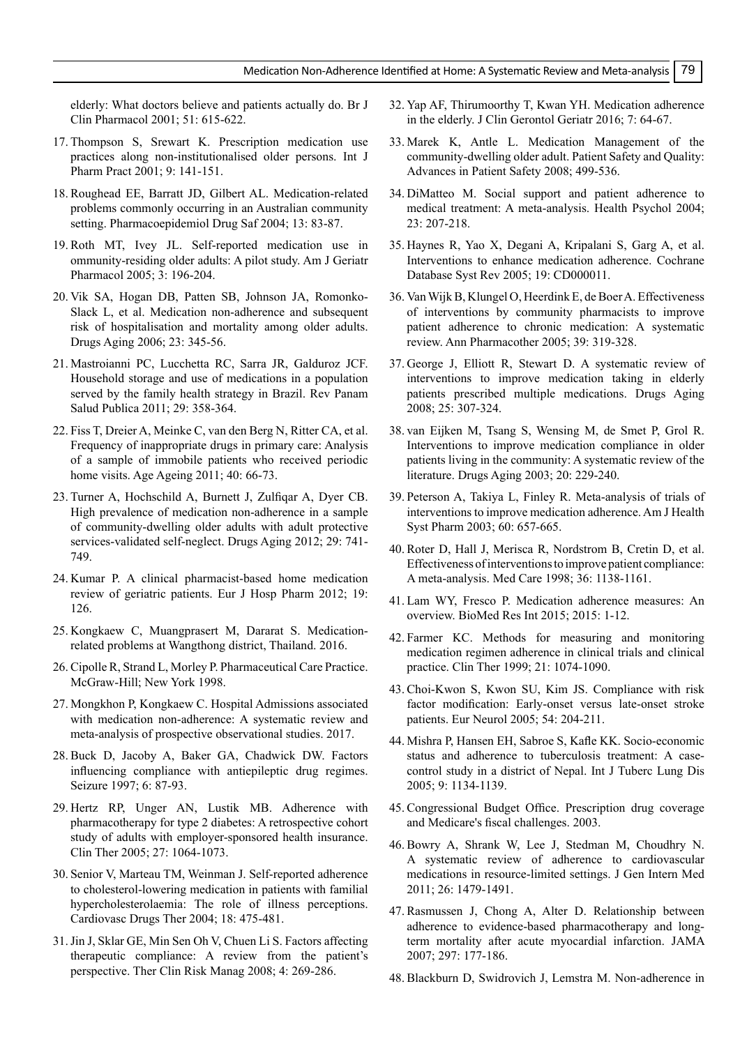elderly: What doctors believe and patients actually do. Br J Clin Pharmacol 2001; 51: 615-622.

17. Thompson S, Srewart K. Prescription medication use practices along non-institutionalised older persons. Int J Pharm Pract 2001; 9: 141-151.

18. Roughead EE, Barratt JD, Gilbert AL. Medication-related problems commonly occurring in an Australian community setting. Pharmacoepidemiol Drug Saf 2004; 13: 83-87.

19. Roth MT, Ivey JL. Self-reported medication use in ommunity-residing older adults: A pilot study. Am J Geriatr Pharmacol 2005; 3: 196-204.

20. Vik SA, Hogan DB, Patten SB, Johnson JA, Romonko-Slack L, et al. Medication non-adherence and subsequent risk of hospitalisation and mortality among older adults. Drugs Aging 2006; 23: 345-56.

21. Mastroianni PC, Lucchetta RC, Sarra JR, Galduroz JCF. Household storage and use of medications in a population served by the family health strategy in Brazil. Rev Panam Salud Publica 2011; 29: 358-364.

22. Fiss T, Dreier A, Meinke C, van den Berg N, Ritter CA, et al. Frequency of inappropriate drugs in primary care: Analysis of a sample of immobile patients who received periodic home visits. Age Ageing 2011; 40: 66-73.

23. Turner A, Hochschild A, Burnett J, Zulfiqar A, Dyer CB. High prevalence of medication non-adherence in a sample of community-dwelling older adults with adult protective services-validated self-neglect. Drugs Aging 2012; 29: 741-749.

24. Kumar P. A clinical pharmacist-based home medication review of geriatric patients. Eur J Hosp Pharm 2012; 19: 126.

25. Kongkaew C, Muangprasert M, Dararat S. Medication-related problems at Wangthong district, Thailand. 2016.

26. Cipolle R, Strand L, Morley P. Pharmaceutical Care Practice. McGraw-Hill; New York 1998.

27. Mongkhon P, Kongkaew C. Hospital Admissions associated with medication non-adherence: A systematic review and meta-analysis of prospective observational studies. 2017.

28. Buck D, Jacoby A, Baker GA, Chadwick DW. Factors influencing compliance with antiepileptic drug regimes. Seizure 1997; 6: 87-93.

29. Hertz RP, Unger AN, Lustik MB. Adherence with pharmacotherapy for type 2 diabetes: A retrospective cohort study of adults with employer-sponsored health insurance. Clin Ther 2005; 27: 1064-1073.

30. Senior V, Marteau TM, Weinman J. Self-reported adherence to cholesterol-lowering medication in patients with familial hypercholesterolaemia: The role of illness perceptions. Cardiovasc Drugs Ther 2004; 18: 475-481.

31. Jin J, Sklar GE, Min Sen Oh V, Chuen Li S. Factors affecting therapeutic compliance: A review from the patient's perspective. Ther Clin Risk Manag 2008; 4: 269-286.

32. Yap AF, Thirumoorthy T, Kwan YH. Medication adherence in the elderly. J Clin Gerontol Geriatr 2016; 7: 64-67.

33. Marek K, Antle L. Medication Management of the community-dwelling older adult. Patient Safety and Quality: Advances in Patient Safety 2008; 499-536.

34. DiMatteo M. Social support and patient adherence to medical treatment: A meta-analysis. Health Psychol 2004; 23: 207-218.

35. Haynes R, Yao X, Degani A, Kripalani S, Garg A, et al. Interventions to enhance medication adherence. Cochrane Database Syst Rev 2005; 19: CD000011.

36. Van Wijk B, Klungel O, Heerdink E, de Boer A. Effectiveness of interventions by community pharmacists to improve patient adherence to chronic medication: A systematic review. Ann Pharmacother 2005; 39: 319-328.

37. George J, Elliott R, Stewart D. A systematic review of interventions to improve medication taking in elderly patients prescribed multiple medications. Drugs Aging 2008; 25: 307-324.

38. van Eijken M, Tsang S, Wensing M, de Smet P, Grol R. Interventions to improve medication compliance in older patients living in the community: A systematic review of the literature. Drugs Aging 2003; 20: 229-240.

39. Peterson A, Takiya L, Finley R. Meta-analysis of trials of interventions to improve medication adherence. Am J Health Syst Pharm 2003; 60: 657-665.

40. Roter D, Hall J, Merisca R, Nordstrom B, Cretin D, et al. Effectiveness of interventions to improve patient compliance: A meta-analysis. Med Care 1998; 36: 1138-1161.

41. Lam WY, Fresco P. Medication adherence measures: An overview. BioMed Res Int 2015; 2015: 1-12.

42. Farmer KC. Methods for measuring and monitoring medication regimen adherence in clinical trials and clinical practice. Clin Ther 1999; 21: 1074-1090.

43. Choi-Kwon S, Kwon SU, Kim JS. Compliance with risk factor modification: Early-onset versus late-onset stroke patients. Eur Neurol 2005; 54: 204-211.

44. Mishra P, Hansen EH, Sabroe S, Kafle KK. Socio-economic status and adherence to tuberculosis treatment: A case-control study in a district of Nepal. Int J Tuberc Lung Dis 2005; 9: 1134-1139.

45. Congressional Budget Office. Prescription drug coverage and Medicare's fiscal challenges. 2003.

46. Bowry A, Shrank W, Lee J, Stedman M, Choudhry N. A systematic review of adherence to cardiovascular medications in resource-limited settings. J Gen Intern Med 2011; 26: 1479-1491.

47. Rasmussen J, Chong A, Alter D. Relationship between adherence to evidence-based pharmacotherapy and long-term mortality after acute myocardial infarction. JAMA 2007; 297: 177-186.

48. Blackburn D, Swidrovich J, Lemstra M. Non-adherence in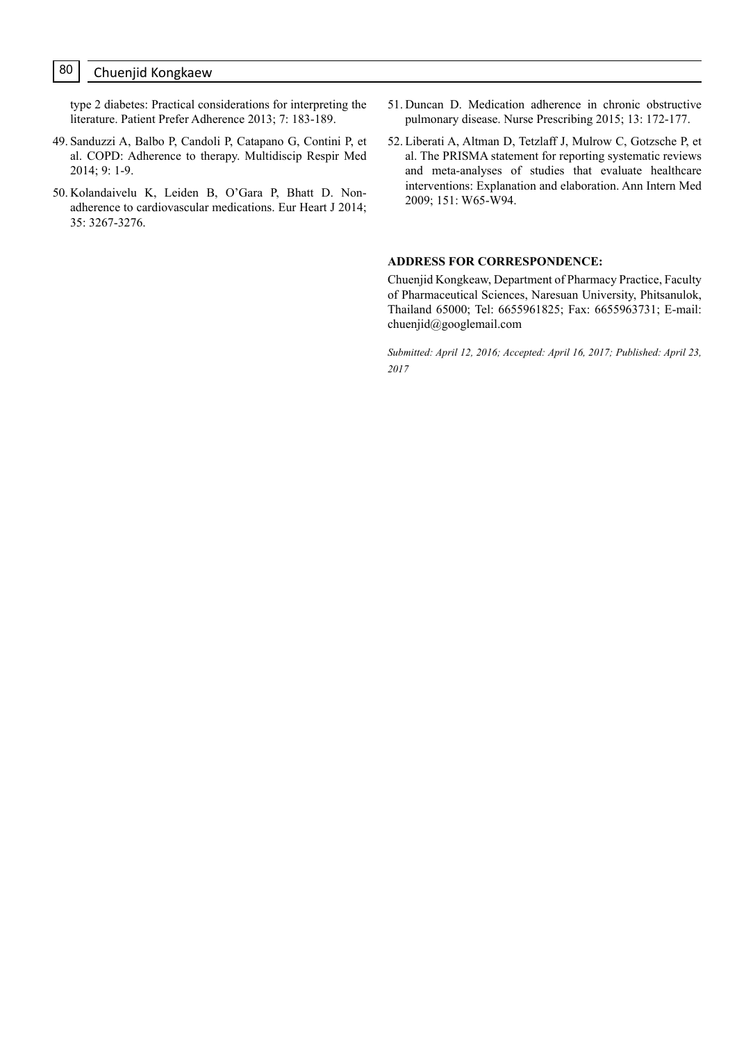type 2 diabetes: Practical considerations for interpreting the literature. Patient Prefer Adherence 2013; 7: 183-189.

49. Sanduzzi A, Balbo P, Candoli P, Catapano G, Contini P, et al. COPD: Adherence to therapy. Multidiscip Respir Med 2014; 9: 1-9.

50. Kolandaivelu K, Leiden B, O'Gara P, Bhatt D. Non-adherence to cardiovascular medications. Eur Heart J 2014; 35: 3267-3276.

51. Duncan D. Medication adherence in chronic obstructive pulmonary disease. Nurse Prescribing 2015; 13: 172-177.

52. Liberati A, Altman D, Tetzlaff J, Mulrow C, Gotzsche P, et al. The PRISMA statement for reporting systematic reviews and meta-analyses of studies that evaluate healthcare interventions: Explanation and elaboration. Ann Intern Med 2009; 151: W65-W94.

**ADDRESS FOR CORRESPONDENCE:**

Chuenjid Kongkeaw, Department of Pharmacy Practice, Faculty of Pharmaceutical Sciences, Naresuan University, Phitsanulok, Thailand 65000; Tel: 6655961825; Fax: 6655963731; E-mail: chuenjid@googlemail.com

*Submitted: April 12, 2016; Accepted: April 16, 2017; Published: April 23, 2017*